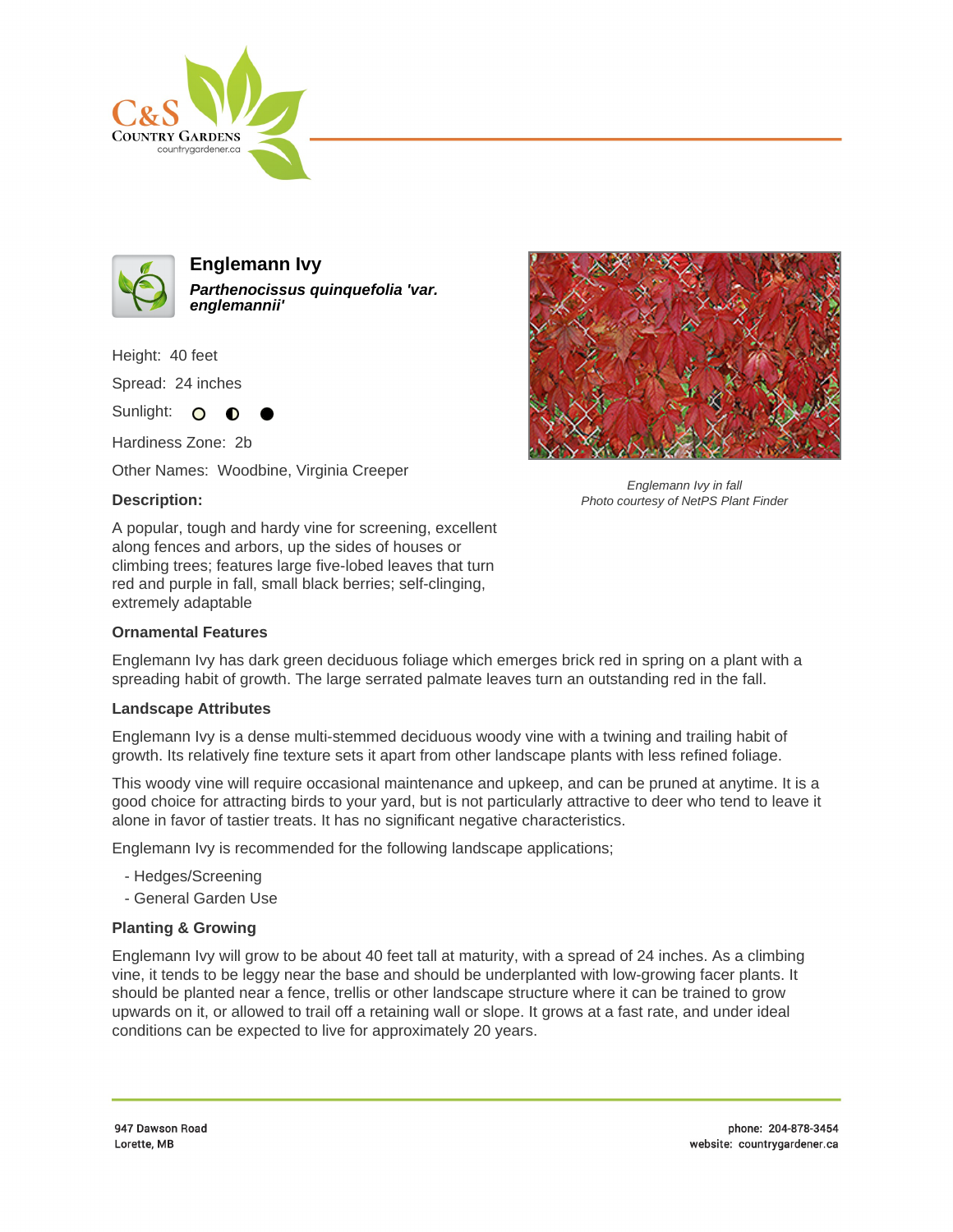# Englemann Ivy

***Parthenocissus quinquefolia 'var. englemannii'***

Height: 40 feet

Spread: 24 inches

Sunlight:

Hardiness Zone: 2b

Other Names: Woodbine, Virginia Creeper

*Englemann Ivy in fall*
*Photo courtesy of NetPS Plant Finder*

**Description:**

A popular, tough and hardy vine for screening, excellent along fences and arbors, up the sides of houses or climbing trees; features large five-lobed leaves that turn red and purple in fall, small black berries; self-clinging, extremely adaptable

### Ornamental Features

Englemann Ivy has dark green deciduous foliage which emerges brick red in spring on a plant with a spreading habit of growth. The large serrated palmate leaves turn an outstanding red in the fall.

### Landscape Attributes

Englemann Ivy is a dense multi-stemmed deciduous woody vine with a twining and trailing habit of growth. Its relatively fine texture sets it apart from other landscape plants with less refined foliage.

This woody vine will require occasional maintenance and upkeep, and can be pruned at anytime. It is a good choice for attracting birds to your yard, but is not particularly attractive to deer who tend to leave it alone in favor of tastier treats. It has no significant negative characteristics.

Englemann Ivy is recommended for the following landscape applications;

- Hedges/Screening
- General Garden Use

### Planting & Growing

Englemann Ivy will grow to be about 40 feet tall at maturity, with a spread of 24 inches. As a climbing vine, it tends to be leggy near the base and should be underplanted with low-growing facer plants. It should be planted near a fence, trellis or other landscape structure where it can be trained to grow upwards on it, or allowed to trail off a retaining wall or slope. It grows at a fast rate, and under ideal conditions can be expected to live for approximately 20 years.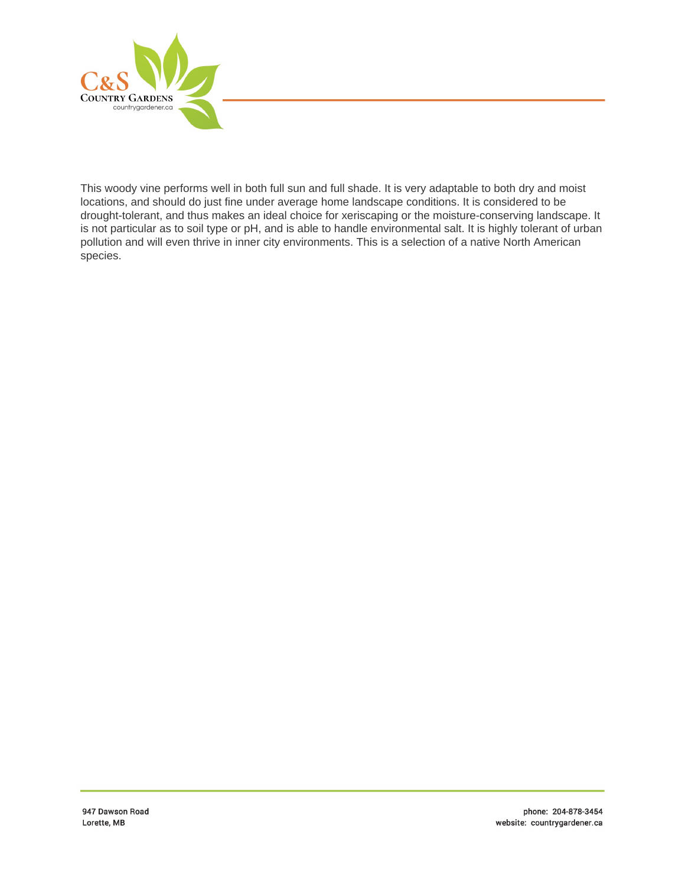This woody vine performs well in both full sun and full shade. It is very adaptable to both dry and moist locations, and should do just fine under average home landscape conditions. It is considered to be drought-tolerant, and thus makes an ideal choice for xeriscaping or the moisture-conserving landscape. It is not particular as to soil type or pH, and is able to handle environmental salt. It is highly tolerant of urban pollution and will even thrive in inner city environments. This is a selection of a native North American species.